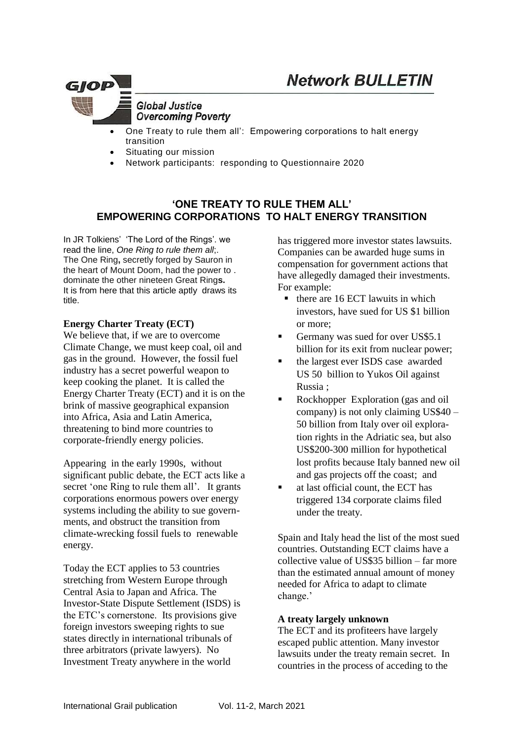# Network BULLETIN

GJOP

Global Justice Overcoming Poverty

- One Treaty to rule them all': Empowering corporations to halt energy transition
- Situating our mission
- Network participants: responding to Questionnaire 2020

## 'ONE TREATY TO RULE THEM ALL' EMPOWERING CORPORATIONS TO HALT ENERGY TRANSITION

In JR Tolkiens' 'The Lord of the Rings'. we read the line, *One Ring to rule them all*;. The One Ring**,** secretly forged by Sauron in the heart of Mount Doom, had the power to . dominate the other nineteen Great Ring**s.** It is from here that this article aptly draws its title.

### Energy Charter Treaty (ECT)

We believe that, if we are to overcome Climate Change, we must keep coal, oil and gas in the ground. However, the fossil fuel industry has a secret powerful weapon to keep cooking the planet. It is called the Energy Charter Treaty (ECT) and it is on the brink of massive geographical expansion into Africa, Asia and Latin America, threatening to bind more countries to corporate-friendly energy policies.

Appearing in the early 1990s, without significant public debate, the ECT acts like a secret 'one Ring to rule them all'. It grants corporations enormous powers over energy systems including the ability to sue governments, and obstruct the transition from climate-wrecking fossil fuels to renewable energy.

Today the ECT applies to 53 countries stretching from Western Europe through Central Asia to Japan and Africa. The Investor-State Dispute Settlement (ISDS) is the ETC's cornerstone. Its provisions give foreign investors sweeping rights to sue states directly in international tribunals of three arbitrators (private lawyers). No Investment Treaty anywhere in the world has triggered more investor states lawsuits. Companies can be awarded huge sums in compensation for government actions that have allegedly damaged their investments. For example:

- there are 16 ECT lawuits in which investors, have sued for US $1 billion or more;
- Germany was sued for over US$5.1 billion for its exit from nuclear power;
- the largest ever ISDS case awarded US 50 billion to Yukos Oil against Russia ;
- Rockhopper Exploration (gas and oil company) is not only claiming US$40 – 50 billion from Italy over oil exploration rights in the Adriatic sea, but also US$200-300 million for hypothetical lost profits because Italy banned new oil and gas projects off the coast; and
- at last official count, the ECT has triggered 134 corporate claims filed under the treaty.

Spain and Italy head the list of the most sued countries. Outstanding ECT claims have a collective value of US$35 billion – far more than the estimated annual amount of money needed for Africa to adapt to climate change.'

### A treaty largely unknown

The ECT and its profiteers have largely escaped public attention. Many investor lawsuits under the treaty remain secret. In countries in the process of acceding to the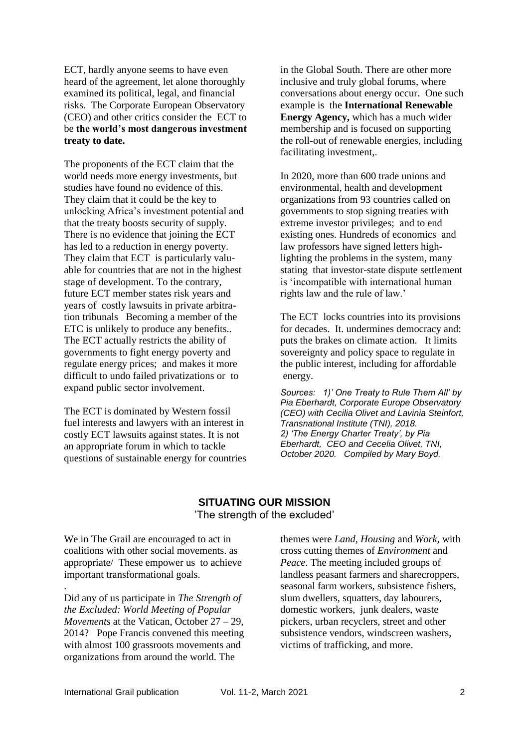ECT, hardly anyone seems to have even heard of the agreement, let alone thoroughly examined its political, legal, and financial risks. The Corporate European Observatory (CEO) and other critics consider the ECT to be **the world's most dangerous investment treaty to date.**

The proponents of the ECT claim that the world needs more energy investments, but studies have found no evidence of this. They claim that it could be the key to unlocking Africa's investment potential and that the treaty boosts security of supply. There is no evidence that joining the ECT has led to a reduction in energy poverty. They claim that ECT is particularly valuable for countries that are not in the highest stage of development. To the contrary, future ECT member states risk years and years of costly lawsuits in private arbitration tribunals Becoming a member of the ETC is unlikely to produce any benefits.. The ECT actually restricts the ability of governments to fight energy poverty and regulate energy prices; and makes it more difficult to undo failed privatizations or to expand public sector involvement.

The ECT is dominated by Western fossil fuel interests and lawyers with an interest in costly ECT lawsuits against states. It is not an appropriate forum in which to tackle questions of sustainable energy for countries in the Global South. There are other more inclusive and truly global forums, where conversations about energy occur. One such example is the **International Renewable Energy Agency,** which has a much wider membership and is focused on supporting the roll-out of renewable energies, including facilitating investment,.

In 2020, more than 600 trade unions and environmental, health and development organizations from 93 countries called on governments to stop signing treaties with extreme investor privileges; and to end existing ones. Hundreds of economics and law professors have signed letters highlighting the problems in the system, many stating that investor-state dispute settlement is 'incompatible with international human rights law and the rule of law.'

The ECT locks countries into its provisions for decades. It. undermines democracy and: puts the brakes on climate action. It limits sovereignty and policy space to regulate in the public interest, including for affordable energy.

*Sources: 1)' One Treaty to Rule Them All' by Pia Eberhardt, Corporate Europe Observatory (CEO) with Cecilia Olivet and Lavinia Steinfort, Transnational Institute (TNI), 2018. 2) 'The Energy Charter Treaty', by Pia Eberhardt, CEO and Cecelia Olivet, TNI, October 2020. Compiled by Mary Boyd.*

## SITUATING OUR MISSION

'The strength of the excluded'

We in The Grail are encouraged to act in coalitions with other social movements. as appropriate/ These empower us to achieve important transformational goals.

.

Did any of us participate in *The Strength of the Excluded: World Meeting of Popular Movements* at the Vatican, October 27 – 29, 2014? Pope Francis convened this meeting with almost 100 grassroots movements and organizations from around the world. The themes were *Land*, *Housing* and *Work*, with cross cutting themes of *Environment* and *Peace*. The meeting included groups of landless peasant farmers and sharecroppers, seasonal farm workers, subsistence fishers, slum dwellers, squatters, day labourers, domestic workers, junk dealers, waste pickers, urban recyclers, street and other subsistence vendors, windscreen washers, victims of trafficking, and more.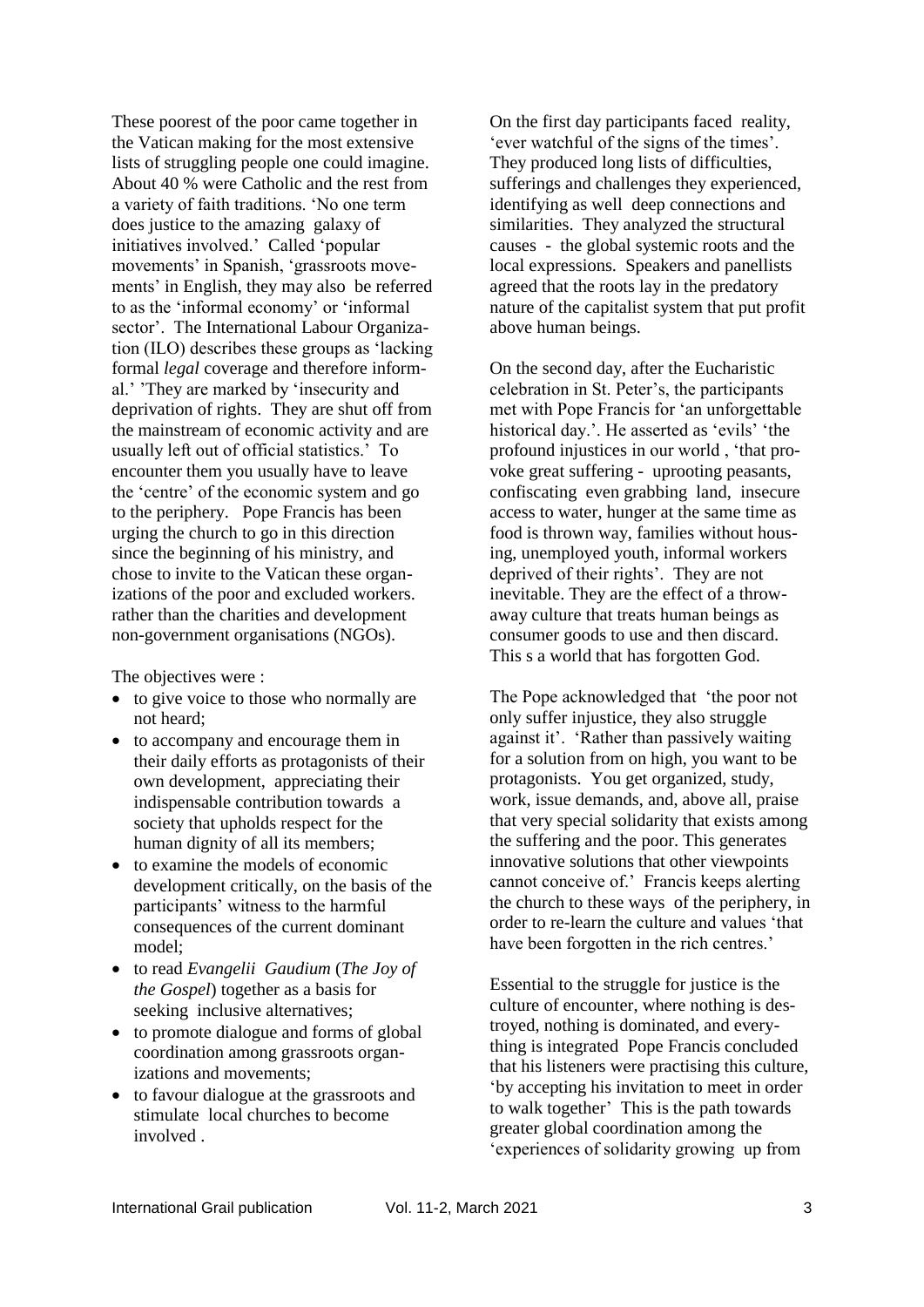These poorest of the poor came together in the Vatican making for the most extensive lists of struggling people one could imagine. About 40 % were Catholic and the rest from a variety of faith traditions. 'No one term does justice to the amazing galaxy of initiatives involved.' Called 'popular movements' in Spanish, 'grassroots movements' in English, they may also be referred to as the 'informal economy' or 'informal sector'. The International Labour Organization (ILO) describes these groups as 'lacking formal *legal* coverage and therefore informal.' 'They are marked by 'insecurity and deprivation of rights. They are shut off from the mainstream of economic activity and are usually left out of official statistics.' To encounter them you usually have to leave the 'centre' of the economic system and go to the periphery. Pope Francis has been urging the church to go in this direction since the beginning of his ministry, and chose to invite to the Vatican these organizations of the poor and excluded workers. rather than the charities and development non-government organisations (NGOs).

The objectives were :

- to give voice to those who normally are not heard;
- to accompany and encourage them in their daily efforts as protagonists of their own development, appreciating their indispensable contribution towards a society that upholds respect for the human dignity of all its members;
- to examine the models of economic development critically, on the basis of the participants' witness to the harmful consequences of the current dominant model;
- to read *Evangelii Gaudium* (*The Joy of the Gospel*) together as a basis for seeking inclusive alternatives;
- to promote dialogue and forms of global coordination among grassroots organizations and movements;
- to favour dialogue at the grassroots and stimulate local churches to become involved .

On the first day participants faced reality, 'ever watchful of the signs of the times'. They produced long lists of difficulties, sufferings and challenges they experienced, identifying as well deep connections and similarities. They analyzed the structural causes - the global systemic roots and the local expressions. Speakers and panellists agreed that the roots lay in the predatory nature of the capitalist system that put profit above human beings.

On the second day, after the Eucharistic celebration in St. Peter's, the participants met with Pope Francis for 'an unforgettable historical day.'. He asserted as 'evils' 'the profound injustices in our world , 'that provoke great suffering - uprooting peasants, confiscating even grabbing land, insecure access to water, hunger at the same time as food is thrown way, families without housing, unemployed youth, informal workers deprived of their rights'. They are not inevitable. They are the effect of a throw-away culture that treats human beings as consumer goods to use and then discard. This s a world that has forgotten God.

The Pope acknowledged that 'the poor not only suffer injustice, they also struggle against it'. 'Rather than passively waiting for a solution from on high, you want to be protagonists. You get organized, study, work, issue demands, and, above all, praise that very special solidarity that exists among the suffering and the poor. This generates innovative solutions that other viewpoints cannot conceive of.' Francis keeps alerting the church to these ways of the periphery, in order to re-learn the culture and values 'that have been forgotten in the rich centres.'

Essential to the struggle for justice is the culture of encounter, where nothing is destroyed, nothing is dominated, and everything is integrated Pope Francis concluded that his listeners were practising this culture, 'by accepting his invitation to meet in order to walk together' This is the path towards greater global coordination among the 'experiences of solidarity growing up from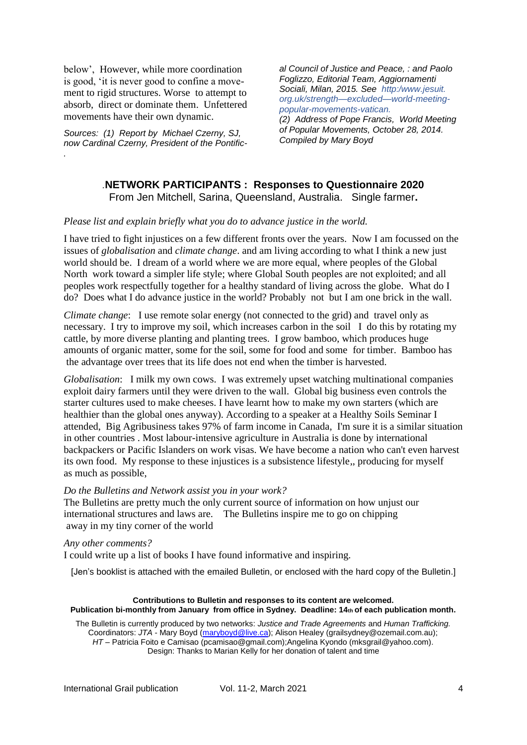below', However, while more coordination is good, 'it is never good to confine a movement to rigid structures. Worse to attempt to absorb, direct or dominate them. Unfettered movements have their own dynamic.

*Sources: (1) Report by Michael Czerny, SJ, now Cardinal Czerny, President of the Pontifical Council of Justice and Peace, : and Paolo Foglizzo, Editorial Team, Aggiornamenti Sociali, Milan, 2015. See http:/www.jesuit.org.uk/strength—excluded—world-meeting-popular-movements-vatican.*
*(2) Address of Pope Francis, World Meeting of Popular Movements, October 28, 2014. Compiled by Mary Boyd*

## NETWORK PARTICIPANTS : Responses to Questionnaire 2020

From Jen Mitchell, Sarina, Queensland, Australia. Single farmer**.**

*Please list and explain briefly what you do to advance justice in the world.*

I have tried to fight injustices on a few different fronts over the years. Now I am focussed on the issues of *globalisation* and *climate change*. and am living according to what I think a new just world should be. I dream of a world where we are more equal, where peoples of the Global North work toward a simpler life style; where Global South peoples are not exploited; and all peoples work respectfully together for a healthy standard of living across the globe. What do I do? Does what I do advance justice in the world? Probably not but I am one brick in the wall.

*Climate change*: I use remote solar energy (not connected to the grid) and travel only as necessary. I try to improve my soil, which increases carbon in the soil I do this by rotating my cattle, by more diverse planting and planting trees. I grow bamboo, which produces huge amounts of organic matter, some for the soil, some for food and some for timber. Bamboo has the advantage over trees that its life does not end when the timber is harvested.

*Globalisation*: I milk my own cows. I was extremely upset watching multinational companies exploit dairy farmers until they were driven to the wall. Global big business even controls the starter cultures used to make cheeses. I have learnt how to make my own starters (which are healthier than the global ones anyway). According to a speaker at a Healthy Soils Seminar I attended, Big Agribusiness takes 97% of farm income in Canada, I'm sure it is a similar situation in other countries . Most labour-intensive agriculture in Australia is done by international backpackers or Pacific Islanders on work visas. We have become a nation who can't even harvest its own food. My response to these injustices is a subsistence lifestyle,, producing for myself as much as possible,

*Do the Bulletins and Network assist you in your work?*
The Bulletins are pretty much the only current source of information on how unjust our international structures and laws are. The Bulletins inspire me to go on chipping away in my tiny corner of the world

*Any other comments?*
I could write up a list of books I have found informative and inspiring.

[Jen's booklist is attached with the emailed Bulletin, or enclosed with the hard copy of the Bulletin.]

**Contributions to Bulletin and responses to its content are welcomed.**
**Publication bi-monthly from January from office in Sydney. Deadline: 14th of each publication month.**

The Bulletin is currently produced by two networks: *Justice and Trade Agreements* and *Human Trafficking.*
Coordinators: *JTA* - Mary Boyd (maryboyd@live.ca); Alison Healey (grailsydney@ozemail.com.au);
*HT* – Patricia Foito e Camisao (pcamisao@gmail.com);Angelina Kyondo (mksgrail@yahoo.com).
Design: Thanks to Marian Kelly for her donation of talent and time